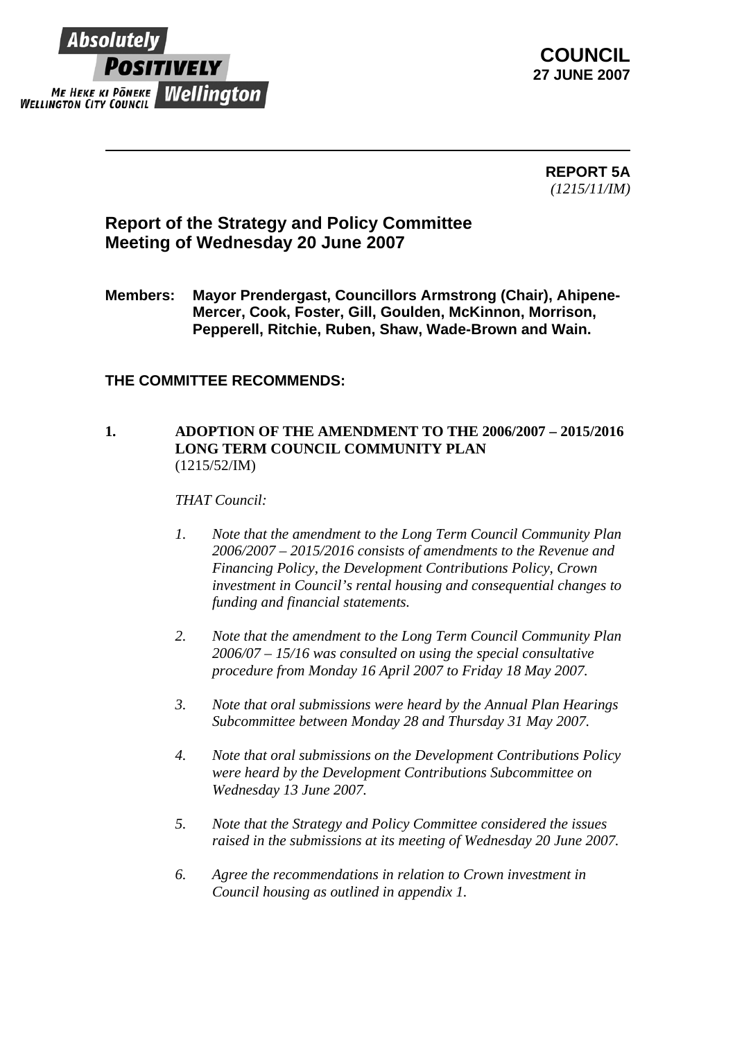Absolutely POSITIVELY
ME HEKE KI PŌNEKE
WELLINGTON CITY COUNCIL Wellington

**COUNCIL**
**27 JUNE 2007**

---

**REPORT 5A**
*(1215/11/IM)*

## Report of the Strategy and Policy Committee
## Meeting of Wednesday 20 June 2007

**Members: Mayor Prendergast, Councillors Armstrong (Chair), Ahipene-Mercer, Cook, Foster, Gill, Goulden, McKinnon, Morrison, Pepperell, Ritchie, Ruben, Shaw, Wade-Brown and Wain.**

### THE COMMITTEE RECOMMENDS:

**1. ADOPTION OF THE AMENDMENT TO THE 2006/2007 – 2015/2016 LONG TERM COUNCIL COMMUNITY PLAN**
(1215/52/IM)

*THAT Council:*

1. *Note that the amendment to the Long Term Council Community Plan 2006/2007 – 2015/2016 consists of amendments to the Revenue and Financing Policy, the Development Contributions Policy, Crown investment in Council's rental housing and consequential changes to funding and financial statements.*

2. *Note that the amendment to the Long Term Council Community Plan 2006/07 – 15/16 was consulted on using the special consultative procedure from Monday 16 April 2007 to Friday 18 May 2007.*

3. *Note that oral submissions were heard by the Annual Plan Hearings Subcommittee between Monday 28 and Thursday 31 May 2007.*

4. *Note that oral submissions on the Development Contributions Policy were heard by the Development Contributions Subcommittee on Wednesday 13 June 2007.*

5. *Note that the Strategy and Policy Committee considered the issues raised in the submissions at its meeting of Wednesday 20 June 2007.*

6. *Agree the recommendations in relation to Crown investment in Council housing as outlined in appendix 1.*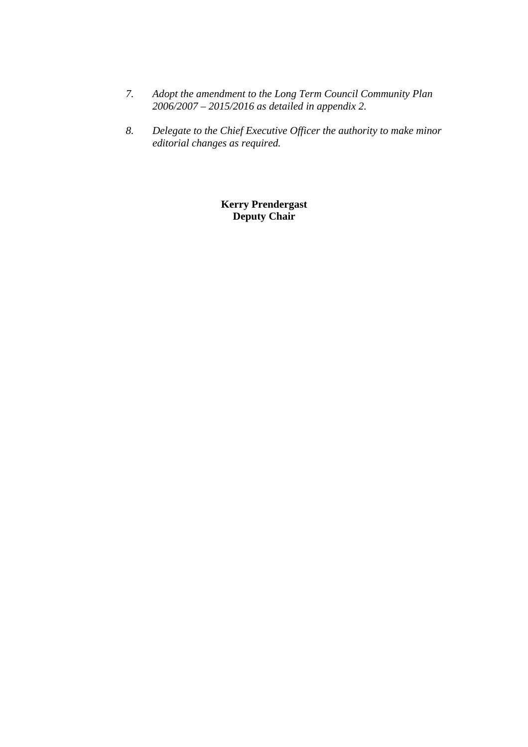7. *Adopt the amendment to the Long Term Council Community Plan 2006/2007 – 2015/2016 as detailed in appendix 2.*

8. *Delegate to the Chief Executive Officer the authority to make minor editorial changes as required.*

**Kerry Prendergast**
**Deputy Chair**